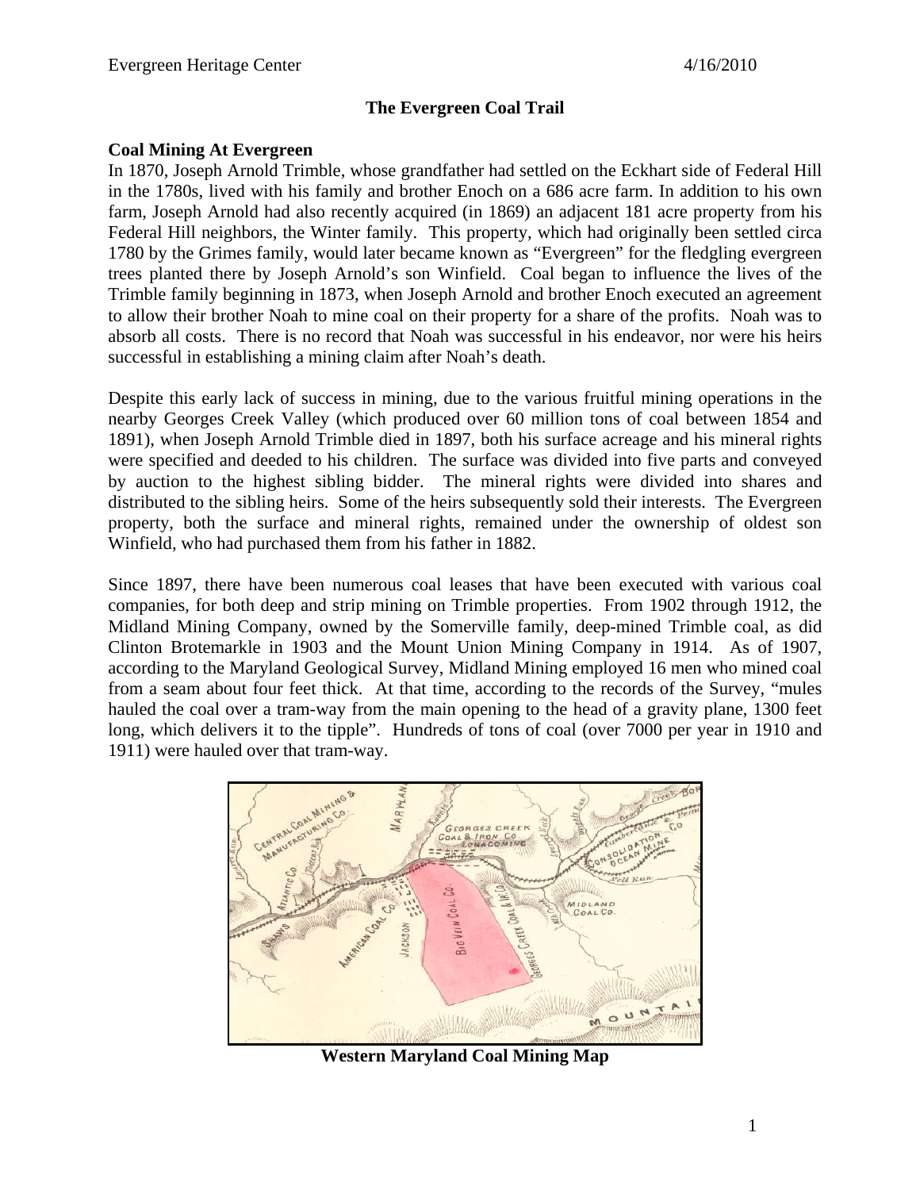# The Evergreen Coal Trail

## Coal Mining At Evergreen

In 1870, Joseph Arnold Trimble, whose grandfather had settled on the Eckhart side of Federal Hill in the 1780s, lived with his family and brother Enoch on a 686 acre farm. In addition to his own farm, Joseph Arnold had also recently acquired (in 1869) an adjacent 181 acre property from his Federal Hill neighbors, the Winter family. This property, which had originally been settled circa 1780 by the Grimes family, would later became known as "Evergreen" for the fledgling evergreen trees planted there by Joseph Arnold's son Winfield. Coal began to influence the lives of the Trimble family beginning in 1873, when Joseph Arnold and brother Enoch executed an agreement to allow their brother Noah to mine coal on their property for a share of the profits. Noah was to absorb all costs. There is no record that Noah was successful in his endeavor, nor were his heirs successful in establishing a mining claim after Noah's death.

Despite this early lack of success in mining, due to the various fruitful mining operations in the nearby Georges Creek Valley (which produced over 60 million tons of coal between 1854 and 1891), when Joseph Arnold Trimble died in 1897, both his surface acreage and his mineral rights were specified and deeded to his children. The surface was divided into five parts and conveyed by auction to the highest sibling bidder. The mineral rights were divided into shares and distributed to the sibling heirs. Some of the heirs subsequently sold their interests. The Evergreen property, both the surface and mineral rights, remained under the ownership of oldest son Winfield, who had purchased them from his father in 1882.

Since 1897, there have been numerous coal leases that have been executed with various coal companies, for both deep and strip mining on Trimble properties. From 1902 through 1912, the Midland Mining Company, owned by the Somerville family, deep-mined Trimble coal, as did Clinton Brotemarkle in 1903 and the Mount Union Mining Company in 1914. As of 1907, according to the Maryland Geological Survey, Midland Mining employed 16 men who mined coal from a seam about four feet thick. At that time, according to the records of the Survey, "mules hauled the coal over a tram-way from the main opening to the head of a gravity plane, 1300 feet long, which delivers it to the tipple". Hundreds of tons of coal (over 7000 per year in 1910 and 1911) were hauled over that tram-way.

**Western Maryland Coal Mining Map**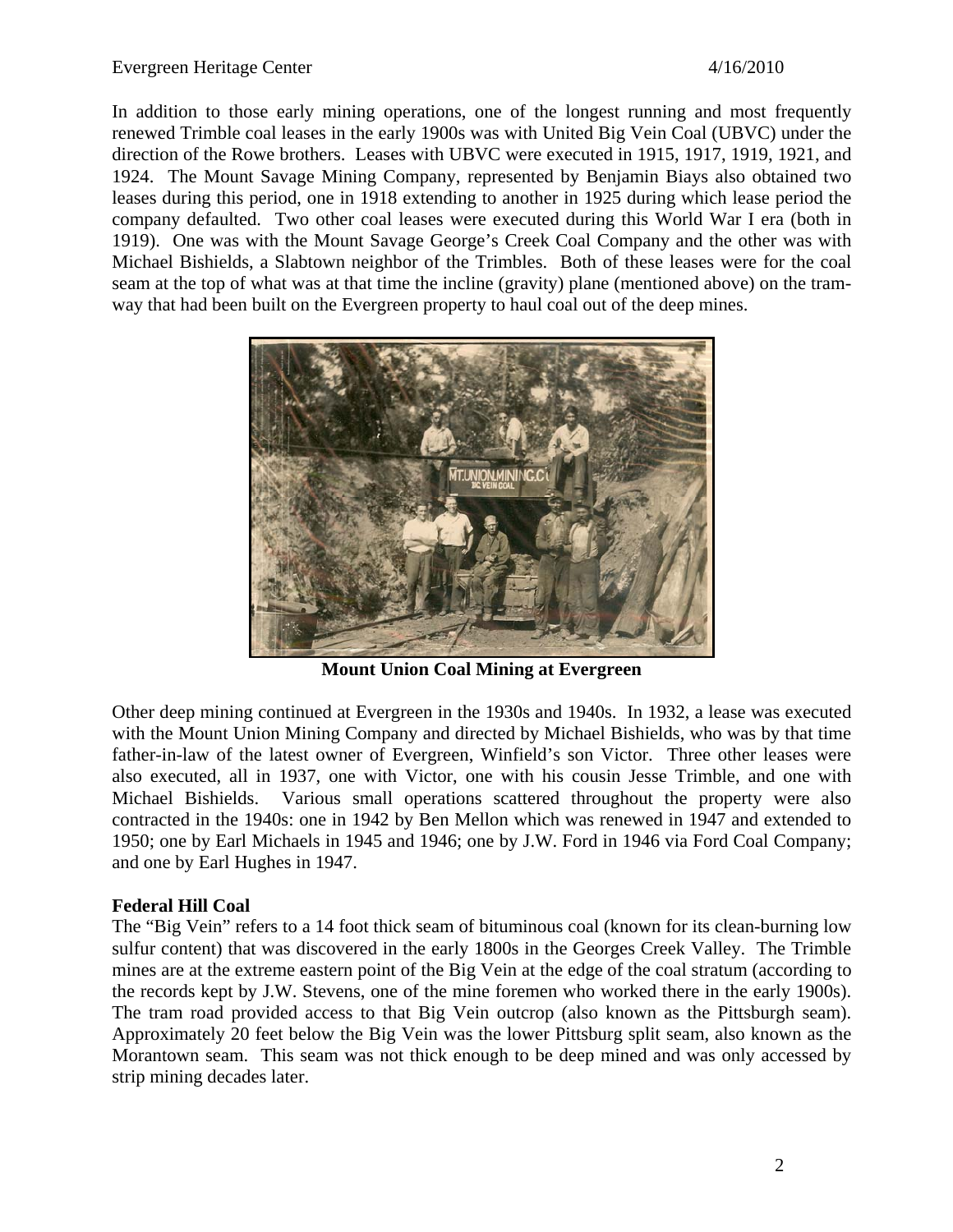In addition to those early mining operations, one of the longest running and most frequently renewed Trimble coal leases in the early 1900s was with United Big Vein Coal (UBVC) under the direction of the Rowe brothers. Leases with UBVC were executed in 1915, 1917, 1919, 1921, and 1924. The Mount Savage Mining Company, represented by Benjamin Biays also obtained two leases during this period, one in 1918 extending to another in 1925 during which lease period the company defaulted. Two other coal leases were executed during this World War I era (both in 1919). One was with the Mount Savage George's Creek Coal Company and the other was with Michael Bishields, a Slabtown neighbor of the Trimbles. Both of these leases were for the coal seam at the top of what was at that time the incline (gravity) plane (mentioned above) on the tram-way that had been built on the Evergreen property to haul coal out of the deep mines.

**Mount Union Coal Mining at Evergreen**

Other deep mining continued at Evergreen in the 1930s and 1940s. In 1932, a lease was executed with the Mount Union Mining Company and directed by Michael Bishields, who was by that time father-in-law of the latest owner of Evergreen, Winfield's son Victor. Three other leases were also executed, all in 1937, one with Victor, one with his cousin Jesse Trimble, and one with Michael Bishields. Various small operations scattered throughout the property were also contracted in the 1940s: one in 1942 by Ben Mellon which was renewed in 1947 and extended to 1950; one by Earl Michaels in 1945 and 1946; one by J.W. Ford in 1946 via Ford Coal Company; and one by Earl Hughes in 1947.

**Federal Hill Coal**

The "Big Vein" refers to a 14 foot thick seam of bituminous coal (known for its clean-burning low sulfur content) that was discovered in the early 1800s in the Georges Creek Valley. The Trimble mines are at the extreme eastern point of the Big Vein at the edge of the coal stratum (according to the records kept by J.W. Stevens, one of the mine foremen who worked there in the early 1900s). The tram road provided access to that Big Vein outcrop (also known as the Pittsburgh seam). Approximately 20 feet below the Big Vein was the lower Pittsburg split seam, also known as the Morantown seam. This seam was not thick enough to be deep mined and was only accessed by strip mining decades later.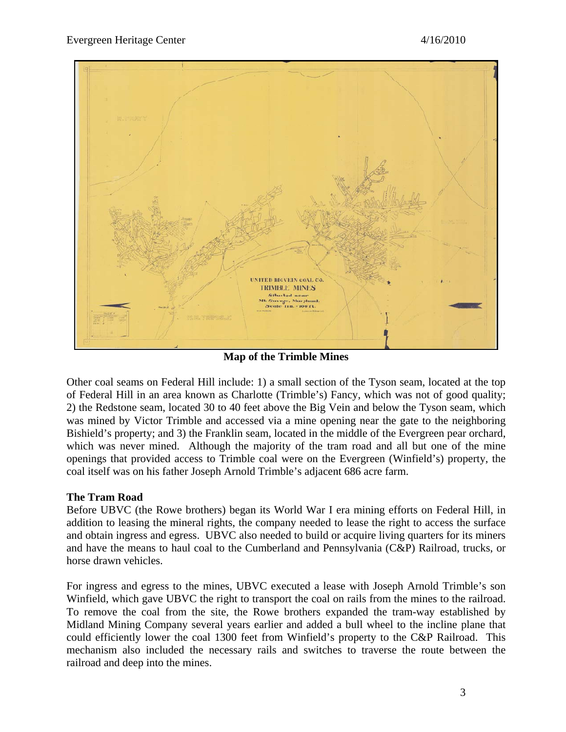**Map of the Trimble Mines**

Other coal seams on Federal Hill include: 1) a small section of the Tyson seam, located at the top of Federal Hill in an area known as Charlotte (Trimble's) Fancy, which was not of good quality; 2) the Redstone seam, located 30 to 40 feet above the Big Vein and below the Tyson seam, which was mined by Victor Trimble and accessed via a mine opening near the gate to the neighboring Bishield's property; and 3) the Franklin seam, located in the middle of the Evergreen pear orchard, which was never mined. Although the majority of the tram road and all but one of the mine openings that provided access to Trimble coal were on the Evergreen (Winfield's) property, the coal itself was on his father Joseph Arnold Trimble's adjacent 686 acre farm.

## The Tram Road

Before UBVC (the Rowe brothers) began its World War I era mining efforts on Federal Hill, in addition to leasing the mineral rights, the company needed to lease the right to access the surface and obtain ingress and egress. UBVC also needed to build or acquire living quarters for its miners and have the means to haul coal to the Cumberland and Pennsylvania (C&P) Railroad, trucks, or horse drawn vehicles.

For ingress and egress to the mines, UBVC executed a lease with Joseph Arnold Trimble's son Winfield, which gave UBVC the right to transport the coal on rails from the mines to the railroad. To remove the coal from the site, the Rowe brothers expanded the tram-way established by Midland Mining Company several years earlier and added a bull wheel to the incline plane that could efficiently lower the coal 1300 feet from Winfield's property to the C&P Railroad. This mechanism also included the necessary rails and switches to traverse the route between the railroad and deep into the mines.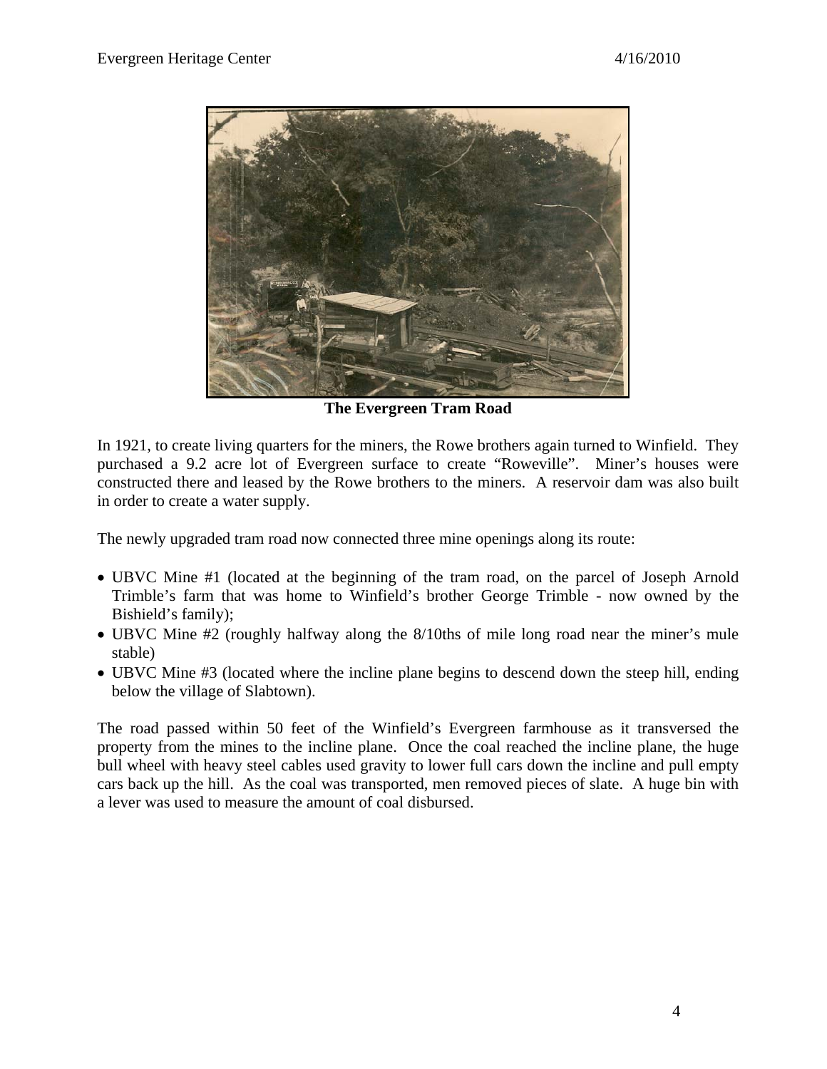**The Evergreen Tram Road**

In 1921, to create living quarters for the miners, the Rowe brothers again turned to Winfield. They purchased a 9.2 acre lot of Evergreen surface to create "Roweville". Miner's houses were constructed there and leased by the Rowe brothers to the miners. A reservoir dam was also built in order to create a water supply.

The newly upgraded tram road now connected three mine openings along its route:

- UBVC Mine #1 (located at the beginning of the tram road, on the parcel of Joseph Arnold Trimble's farm that was home to Winfield's brother George Trimble - now owned by the Bishield's family);
- UBVC Mine #2 (roughly halfway along the 8/10ths of mile long road near the miner's mule stable)
- UBVC Mine #3 (located where the incline plane begins to descend down the steep hill, ending below the village of Slabtown).

The road passed within 50 feet of the Winfield's Evergreen farmhouse as it transversed the property from the mines to the incline plane. Once the coal reached the incline plane, the huge bull wheel with heavy steel cables used gravity to lower full cars down the incline and pull empty cars back up the hill. As the coal was transported, men removed pieces of slate. A huge bin with a lever was used to measure the amount of coal disbursed.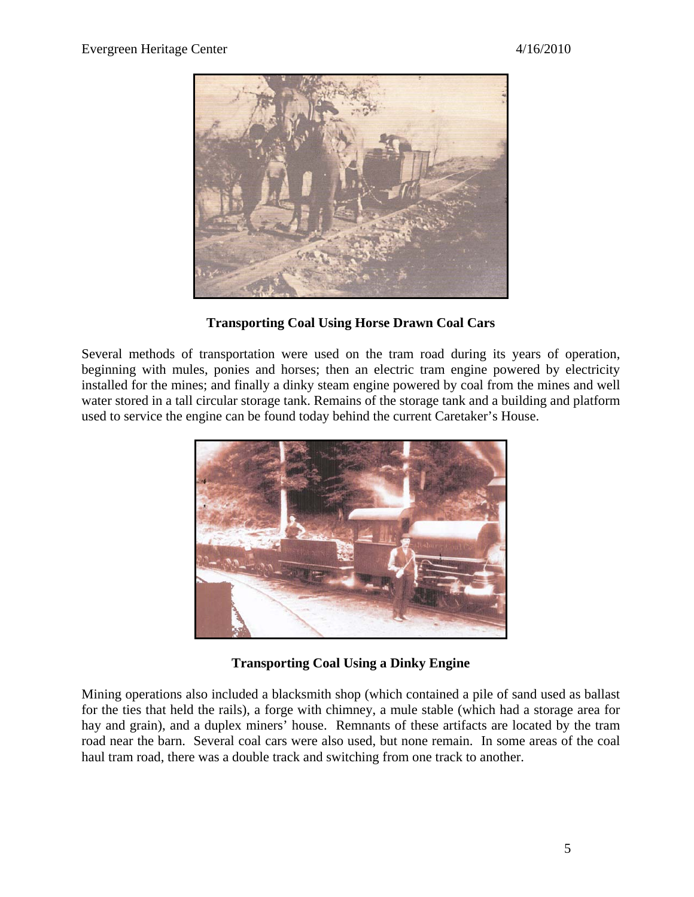**Transporting Coal Using Horse Drawn Coal Cars**

Several methods of transportation were used on the tram road during its years of operation, beginning with mules, ponies and horses; then an electric tram engine powered by electricity installed for the mines; and finally a dinky steam engine powered by coal from the mines and well water stored in a tall circular storage tank. Remains of the storage tank and a building and platform used to service the engine can be found today behind the current Caretaker's House.

**Transporting Coal Using a Dinky Engine**

Mining operations also included a blacksmith shop (which contained a pile of sand used as ballast for the ties that held the rails), a forge with chimney, a mule stable (which had a storage area for hay and grain), and a duplex miners' house. Remnants of these artifacts are located by the tram road near the barn. Several coal cars were also used, but none remain. In some areas of the coal haul tram road, there was a double track and switching from one track to another.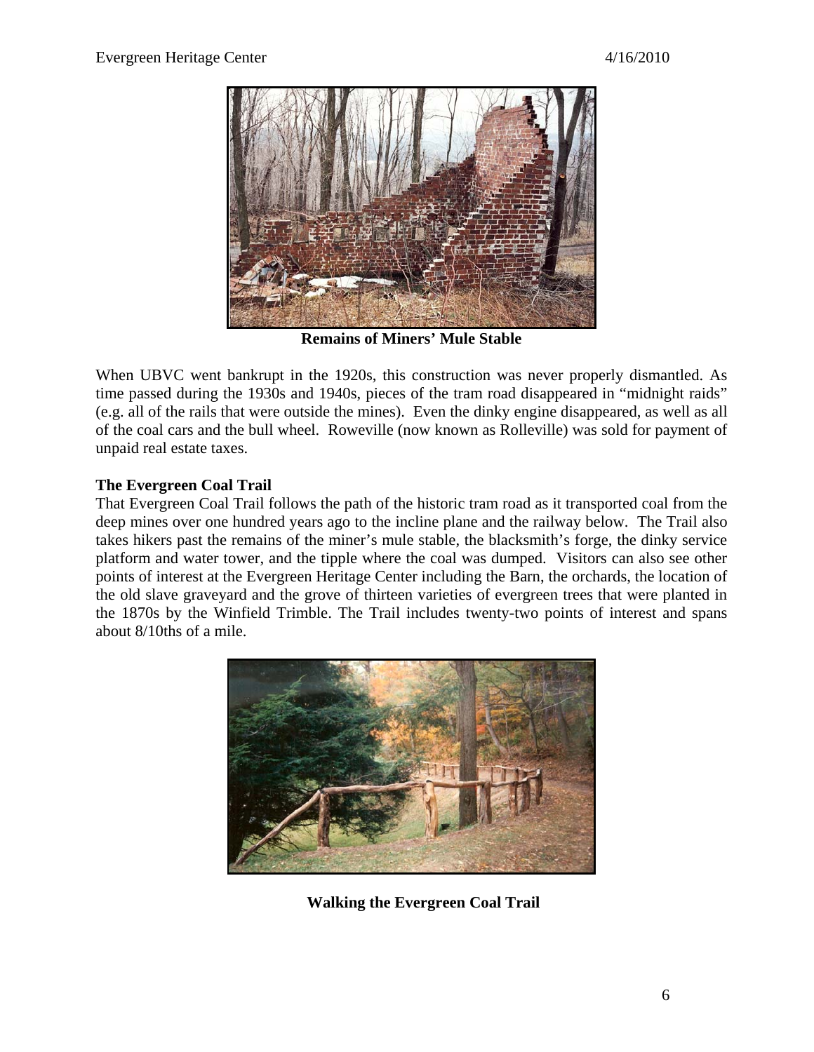Remains of Miners' Mule Stable

When UBVC went bankrupt in the 1920s, this construction was never properly dismantled. As time passed during the 1930s and 1940s, pieces of the tram road disappeared in "midnight raids" (e.g. all of the rails that were outside the mines). Even the dinky engine disappeared, as well as all of the coal cars and the bull wheel. Roweville (now known as Rolleville) was sold for payment of unpaid real estate taxes.

## The Evergreen Coal Trail

That Evergreen Coal Trail follows the path of the historic tram road as it transported coal from the deep mines over one hundred years ago to the incline plane and the railway below. The Trail also takes hikers past the remains of the miner's mule stable, the blacksmith's forge, the dinky service platform and water tower, and the tipple where the coal was dumped. Visitors can also see other points of interest at the Evergreen Heritage Center including the Barn, the orchards, the location of the old slave graveyard and the grove of thirteen varieties of evergreen trees that were planted in the 1870s by the Winfield Trimble. The Trail includes twenty-two points of interest and spans about 8/10ths of a mile.

Walking the Evergreen Coal Trail